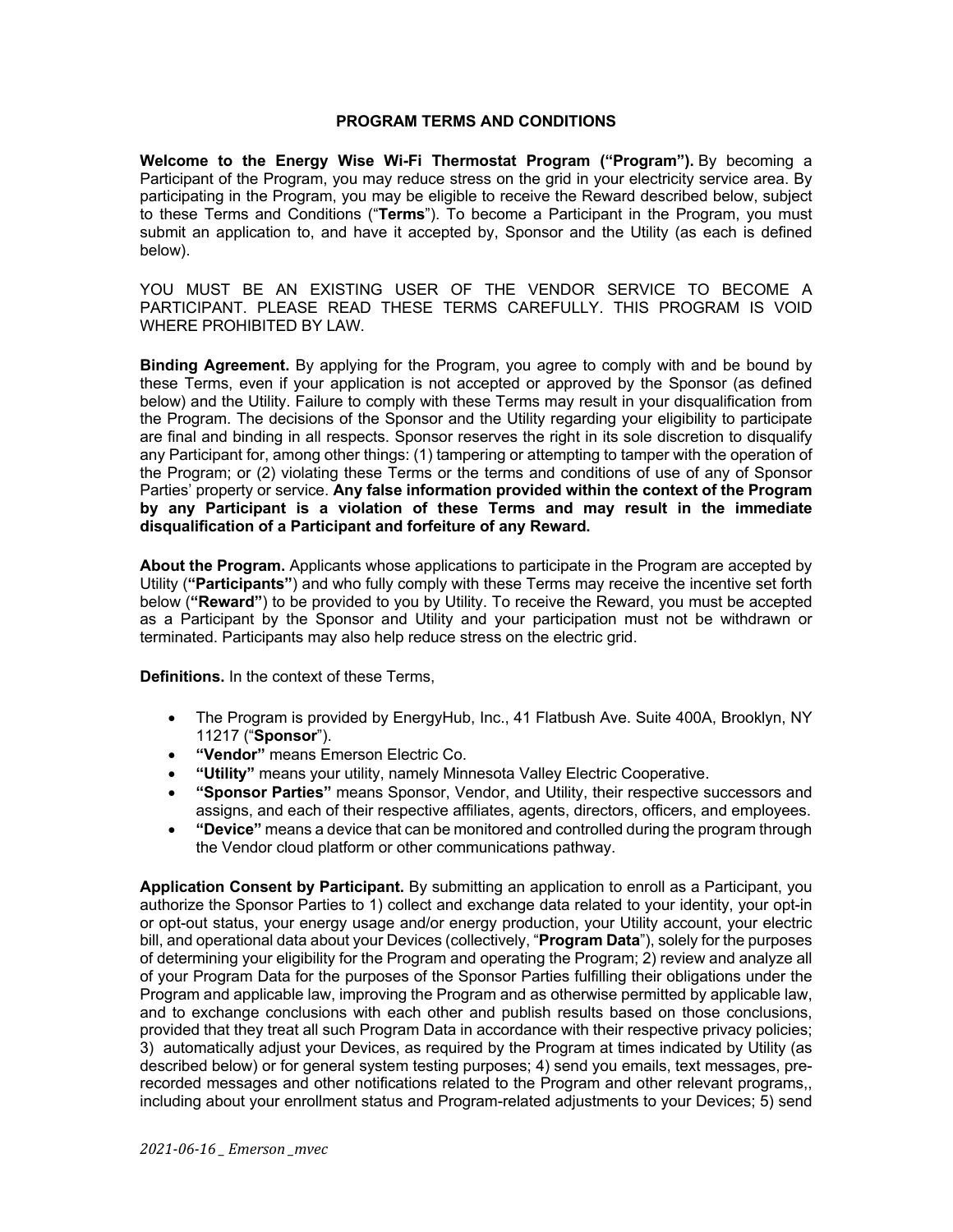## PROGRAM TERMS AND CONDITIONS

**Welcome to the Energy Wise Wi-Fi Thermostat Program ("Program").** By becoming a Participant of the Program, you may reduce stress on the grid in your electricity service area. By participating in the Program, you may be eligible to receive the Reward described below, subject to these Terms and Conditions ("**Terms**"). To become a Participant in the Program, you must submit an application to, and have it accepted by, Sponsor and the Utility (as each is defined below).

YOU MUST BE AN EXISTING USER OF THE VENDOR SERVICE TO BECOME A PARTICIPANT. PLEASE READ THESE TERMS CAREFULLY. THIS PROGRAM IS VOID WHERE PROHIBITED BY LAW.

**Binding Agreement.** By applying for the Program, you agree to comply with and be bound by these Terms, even if your application is not accepted or approved by the Sponsor (as defined below) and the Utility. Failure to comply with these Terms may result in your disqualification from the Program. The decisions of the Sponsor and the Utility regarding your eligibility to participate are final and binding in all respects. Sponsor reserves the right in its sole discretion to disqualify any Participant for, among other things: (1) tampering or attempting to tamper with the operation of the Program; or (2) violating these Terms or the terms and conditions of use of any of Sponsor Parties' property or service. **Any false information provided within the context of the Program by any Participant is a violation of these Terms and may result in the immediate disqualification of a Participant and forfeiture of any Reward.**

**About the Program.** Applicants whose applications to participate in the Program are accepted by Utility (**"Participants"**) and who fully comply with these Terms may receive the incentive set forth below (**"Reward"**) to be provided to you by Utility. To receive the Reward, you must be accepted as a Participant by the Sponsor and Utility and your participation must not be withdrawn or terminated. Participants may also help reduce stress on the electric grid.

**Definitions.** In the context of these Terms,

- The Program is provided by EnergyHub, Inc., 41 Flatbush Ave. Suite 400A, Brooklyn, NY 11217 ("**Sponsor**").
- **"Vendor"** means Emerson Electric Co.
- **"Utility"** means your utility, namely Minnesota Valley Electric Cooperative.
- **"Sponsor Parties"** means Sponsor, Vendor, and Utility, their respective successors and assigns, and each of their respective affiliates, agents, directors, officers, and employees.
- **"Device"** means a device that can be monitored and controlled during the program through the Vendor cloud platform or other communications pathway.

**Application Consent by Participant.** By submitting an application to enroll as a Participant, you authorize the Sponsor Parties to 1) collect and exchange data related to your identity, your opt-in or opt-out status, your energy usage and/or energy production, your Utility account, your electric bill, and operational data about your Devices (collectively, "**Program Data**"), solely for the purposes of determining your eligibility for the Program and operating the Program; 2) review and analyze all of your Program Data for the purposes of the Sponsor Parties fulfilling their obligations under the Program and applicable law, improving the Program and as otherwise permitted by applicable law, and to exchange conclusions with each other and publish results based on those conclusions, provided that they treat all such Program Data in accordance with their respective privacy policies; 3) automatically adjust your Devices, as required by the Program at times indicated by Utility (as described below) or for general system testing purposes; 4) send you emails, text messages, pre-recorded messages and other notifications related to the Program and other relevant programs,, including about your enrollment status and Program-related adjustments to your Devices; 5) send

*2021-06-16 _ Emerson _mvec*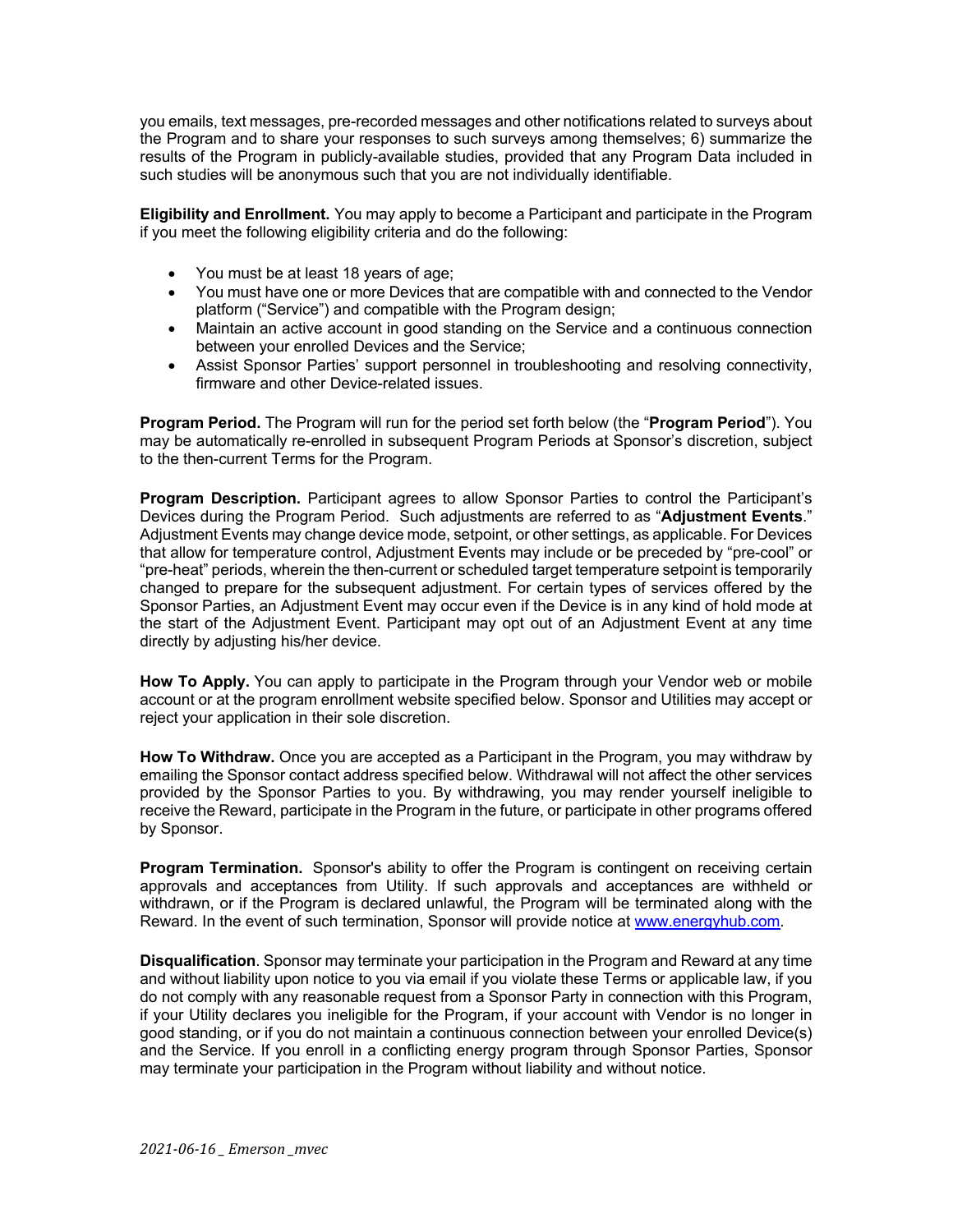you emails, text messages, pre-recorded messages and other notifications related to surveys about the Program and to share your responses to such surveys among themselves; 6) summarize the results of the Program in publicly-available studies, provided that any Program Data included in such studies will be anonymous such that you are not individually identifiable.

**Eligibility and Enrollment.** You may apply to become a Participant and participate in the Program if you meet the following eligibility criteria and do the following:

- You must be at least 18 years of age;
- You must have one or more Devices that are compatible with and connected to the Vendor platform ("Service") and compatible with the Program design;
- Maintain an active account in good standing on the Service and a continuous connection between your enrolled Devices and the Service;
- Assist Sponsor Parties' support personnel in troubleshooting and resolving connectivity, firmware and other Device-related issues.

**Program Period.** The Program will run for the period set forth below (the "**Program Period**"). You may be automatically re-enrolled in subsequent Program Periods at Sponsor's discretion, subject to the then-current Terms for the Program.

**Program Description.** Participant agrees to allow Sponsor Parties to control the Participant's Devices during the Program Period. Such adjustments are referred to as "**Adjustment Events**." Adjustment Events may change device mode, setpoint, or other settings, as applicable. For Devices that allow for temperature control, Adjustment Events may include or be preceded by "pre-cool" or "pre-heat" periods, wherein the then-current or scheduled target temperature setpoint is temporarily changed to prepare for the subsequent adjustment. For certain types of services offered by the Sponsor Parties, an Adjustment Event may occur even if the Device is in any kind of hold mode at the start of the Adjustment Event. Participant may opt out of an Adjustment Event at any time directly by adjusting his/her device.

**How To Apply.** You can apply to participate in the Program through your Vendor web or mobile account or at the program enrollment website specified below. Sponsor and Utilities may accept or reject your application in their sole discretion.

**How To Withdraw.** Once you are accepted as a Participant in the Program, you may withdraw by emailing the Sponsor contact address specified below. Withdrawal will not affect the other services provided by the Sponsor Parties to you. By withdrawing, you may render yourself ineligible to receive the Reward, participate in the Program in the future, or participate in other programs offered by Sponsor.

**Program Termination.** Sponsor's ability to offer the Program is contingent on receiving certain approvals and acceptances from Utility. If such approvals and acceptances are withheld or withdrawn, or if the Program is declared unlawful, the Program will be terminated along with the Reward. In the event of such termination, Sponsor will provide notice at www.energyhub.com.

**Disqualification**. Sponsor may terminate your participation in the Program and Reward at any time and without liability upon notice to you via email if you violate these Terms or applicable law, if you do not comply with any reasonable request from a Sponsor Party in connection with this Program, if your Utility declares you ineligible for the Program, if your account with Vendor is no longer in good standing, or if you do not maintain a continuous connection between your enrolled Device(s) and the Service. If you enroll in a conflicting energy program through Sponsor Parties, Sponsor may terminate your participation in the Program without liability and without notice.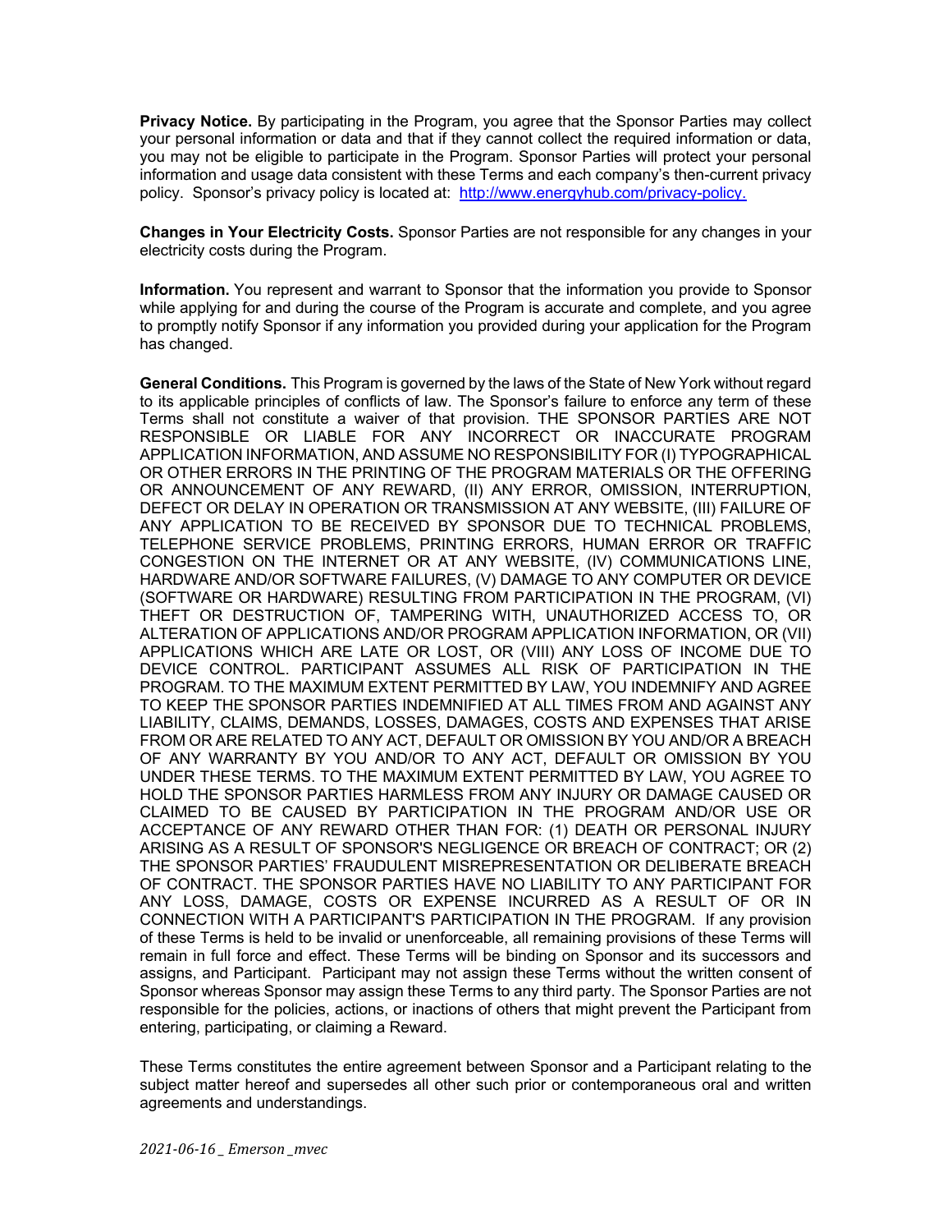**Privacy Notice.** By participating in the Program, you agree that the Sponsor Parties may collect your personal information or data and that if they cannot collect the required information or data, you may not be eligible to participate in the Program. Sponsor Parties will protect your personal information and usage data consistent with these Terms and each company's then-current privacy policy. Sponsor's privacy policy is located at: [http://www.energyhub.com/privacy-policy.](http://www.energyhub.com/privacy-policy)

**Changes in Your Electricity Costs.** Sponsor Parties are not responsible for any changes in your electricity costs during the Program.

**Information.** You represent and warrant to Sponsor that the information you provide to Sponsor while applying for and during the course of the Program is accurate and complete, and you agree to promptly notify Sponsor if any information you provided during your application for the Program has changed.

**General Conditions.** This Program is governed by the laws of the State of New York without regard to its applicable principles of conflicts of law. The Sponsor's failure to enforce any term of these Terms shall not constitute a waiver of that provision. THE SPONSOR PARTIES ARE NOT RESPONSIBLE OR LIABLE FOR ANY INCORRECT OR INACCURATE PROGRAM APPLICATION INFORMATION, AND ASSUME NO RESPONSIBILITY FOR (I) TYPOGRAPHICAL OR OTHER ERRORS IN THE PRINTING OF THE PROGRAM MATERIALS OR THE OFFERING OR ANNOUNCEMENT OF ANY REWARD, (II) ANY ERROR, OMISSION, INTERRUPTION, DEFECT OR DELAY IN OPERATION OR TRANSMISSION AT ANY WEBSITE, (III) FAILURE OF ANY APPLICATION TO BE RECEIVED BY SPONSOR DUE TO TECHNICAL PROBLEMS, TELEPHONE SERVICE PROBLEMS, PRINTING ERRORS, HUMAN ERROR OR TRAFFIC CONGESTION ON THE INTERNET OR AT ANY WEBSITE, (IV) COMMUNICATIONS LINE, HARDWARE AND/OR SOFTWARE FAILURES, (V) DAMAGE TO ANY COMPUTER OR DEVICE (SOFTWARE OR HARDWARE) RESULTING FROM PARTICIPATION IN THE PROGRAM, (VI) THEFT OR DESTRUCTION OF, TAMPERING WITH, UNAUTHORIZED ACCESS TO, OR ALTERATION OF APPLICATIONS AND/OR PROGRAM APPLICATION INFORMATION, OR (VII) APPLICATIONS WHICH ARE LATE OR LOST, OR (VIII) ANY LOSS OF INCOME DUE TO DEVICE CONTROL. PARTICIPANT ASSUMES ALL RISK OF PARTICIPATION IN THE PROGRAM. TO THE MAXIMUM EXTENT PERMITTED BY LAW, YOU INDEMNIFY AND AGREE TO KEEP THE SPONSOR PARTIES INDEMNIFIED AT ALL TIMES FROM AND AGAINST ANY LIABILITY, CLAIMS, DEMANDS, LOSSES, DAMAGES, COSTS AND EXPENSES THAT ARISE FROM OR ARE RELATED TO ANY ACT, DEFAULT OR OMISSION BY YOU AND/OR A BREACH OF ANY WARRANTY BY YOU AND/OR TO ANY ACT, DEFAULT OR OMISSION BY YOU UNDER THESE TERMS. TO THE MAXIMUM EXTENT PERMITTED BY LAW, YOU AGREE TO HOLD THE SPONSOR PARTIES HARMLESS FROM ANY INJURY OR DAMAGE CAUSED OR CLAIMED TO BE CAUSED BY PARTICIPATION IN THE PROGRAM AND/OR USE OR ACCEPTANCE OF ANY REWARD OTHER THAN FOR: (1) DEATH OR PERSONAL INJURY ARISING AS A RESULT OF SPONSOR'S NEGLIGENCE OR BREACH OF CONTRACT; OR (2) THE SPONSOR PARTIES' FRAUDULENT MISREPRESENTATION OR DELIBERATE BREACH OF CONTRACT. THE SPONSOR PARTIES HAVE NO LIABILITY TO ANY PARTICIPANT FOR ANY LOSS, DAMAGE, COSTS OR EXPENSE INCURRED AS A RESULT OF OR IN CONNECTION WITH A PARTICIPANT'S PARTICIPATION IN THE PROGRAM. If any provision of these Terms is held to be invalid or unenforceable, all remaining provisions of these Terms will remain in full force and effect. These Terms will be binding on Sponsor and its successors and assigns, and Participant. Participant may not assign these Terms without the written consent of Sponsor whereas Sponsor may assign these Terms to any third party. The Sponsor Parties are not responsible for the policies, actions, or inactions of others that might prevent the Participant from entering, participating, or claiming a Reward.

These Terms constitutes the entire agreement between Sponsor and a Participant relating to the subject matter hereof and supersedes all other such prior or contemporaneous oral and written agreements and understandings.

*2021-06-16 _ Emerson _mvec*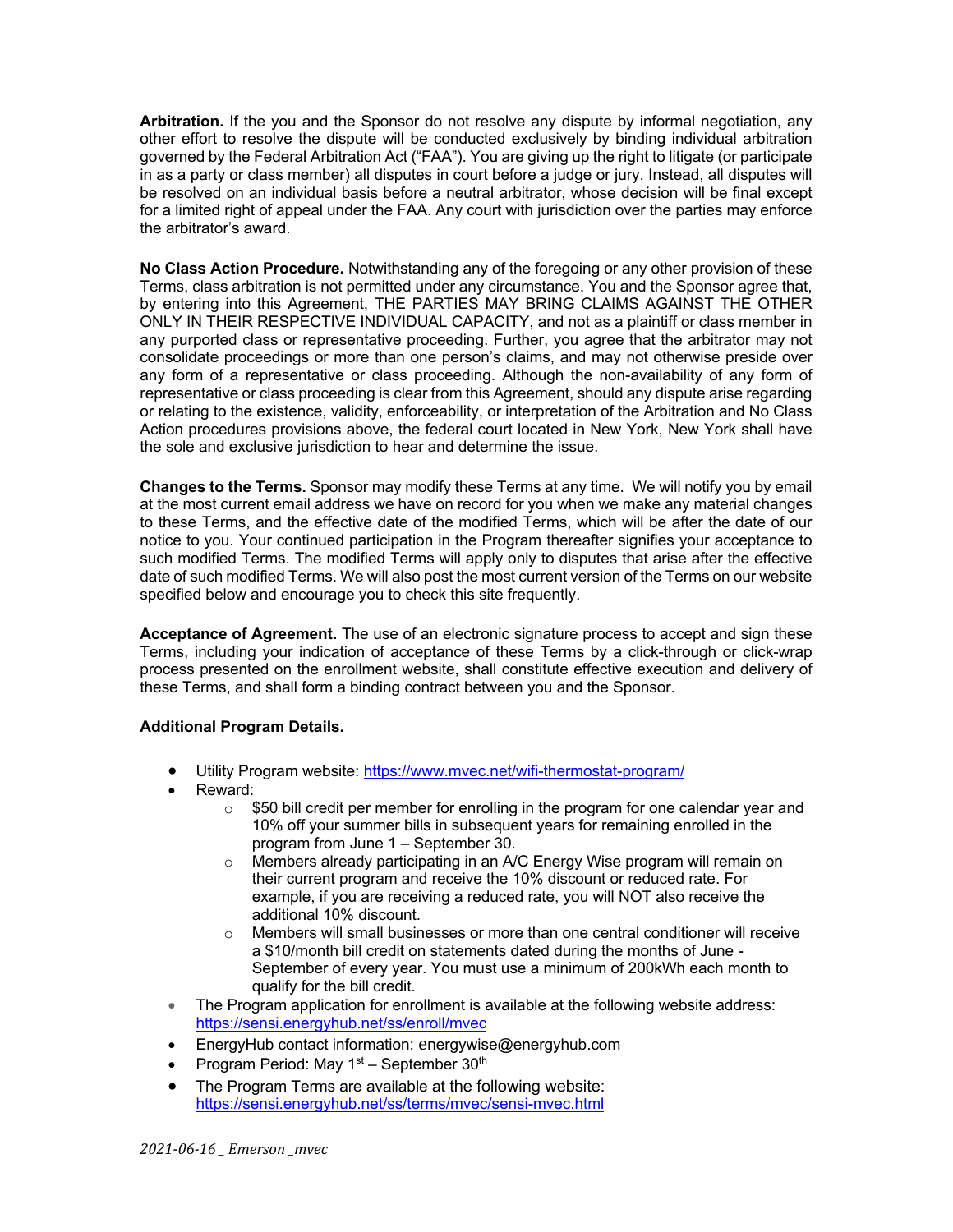**Arbitration.** If the you and the Sponsor do not resolve any dispute by informal negotiation, any other effort to resolve the dispute will be conducted exclusively by binding individual arbitration governed by the Federal Arbitration Act ("FAA"). You are giving up the right to litigate (or participate in as a party or class member) all disputes in court before a judge or jury. Instead, all disputes will be resolved on an individual basis before a neutral arbitrator, whose decision will be final except for a limited right of appeal under the FAA. Any court with jurisdiction over the parties may enforce the arbitrator's award.

**No Class Action Procedure.** Notwithstanding any of the foregoing or any other provision of these Terms, class arbitration is not permitted under any circumstance. You and the Sponsor agree that, by entering into this Agreement, THE PARTIES MAY BRING CLAIMS AGAINST THE OTHER ONLY IN THEIR RESPECTIVE INDIVIDUAL CAPACITY, and not as a plaintiff or class member in any purported class or representative proceeding. Further, you agree that the arbitrator may not consolidate proceedings or more than one person's claims, and may not otherwise preside over any form of a representative or class proceeding. Although the non-availability of any form of representative or class proceeding is clear from this Agreement, should any dispute arise regarding or relating to the existence, validity, enforceability, or interpretation of the Arbitration and No Class Action procedures provisions above, the federal court located in New York, New York shall have the sole and exclusive jurisdiction to hear and determine the issue.

**Changes to the Terms.** Sponsor may modify these Terms at any time. We will notify you by email at the most current email address we have on record for you when we make any material changes to these Terms, and the effective date of the modified Terms, which will be after the date of our notice to you. Your continued participation in the Program thereafter signifies your acceptance to such modified Terms. The modified Terms will apply only to disputes that arise after the effective date of such modified Terms. We will also post the most current version of the Terms on our website specified below and encourage you to check this site frequently.

**Acceptance of Agreement.** The use of an electronic signature process to accept and sign these Terms, including your indication of acceptance of these Terms by a click-through or click-wrap process presented on the enrollment website, shall constitute effective execution and delivery of these Terms, and shall form a binding contract between you and the Sponsor.

**Additional Program Details.**

- Utility Program website: https://www.mvec.net/wifi-thermostat-program/
- Reward:
  - $50 bill credit per member for enrolling in the program for one calendar year and 10% off your summer bills in subsequent years for remaining enrolled in the program from June 1 – September 30.
  - Members already participating in an A/C Energy Wise program will remain on their current program and receive the 10% discount or reduced rate. For example, if you are receiving a reduced rate, you will NOT also receive the additional 10% discount.
  - Members will small businesses or more than one central conditioner will receive a $10/month bill credit on statements dated during the months of June - September of every year. You must use a minimum of 200kWh each month to qualify for the bill credit.
- The Program application for enrollment is available at the following website address: https://sensi.energyhub.net/ss/enroll/mvec
- EnergyHub contact information: energywise@energyhub.com
- Program Period: May 1st – September 30th
- The Program Terms are available at the following website: https://sensi.energyhub.net/ss/terms/mvec/sensi-mvec.html

*2021-06-16 _ Emerson _mvec*